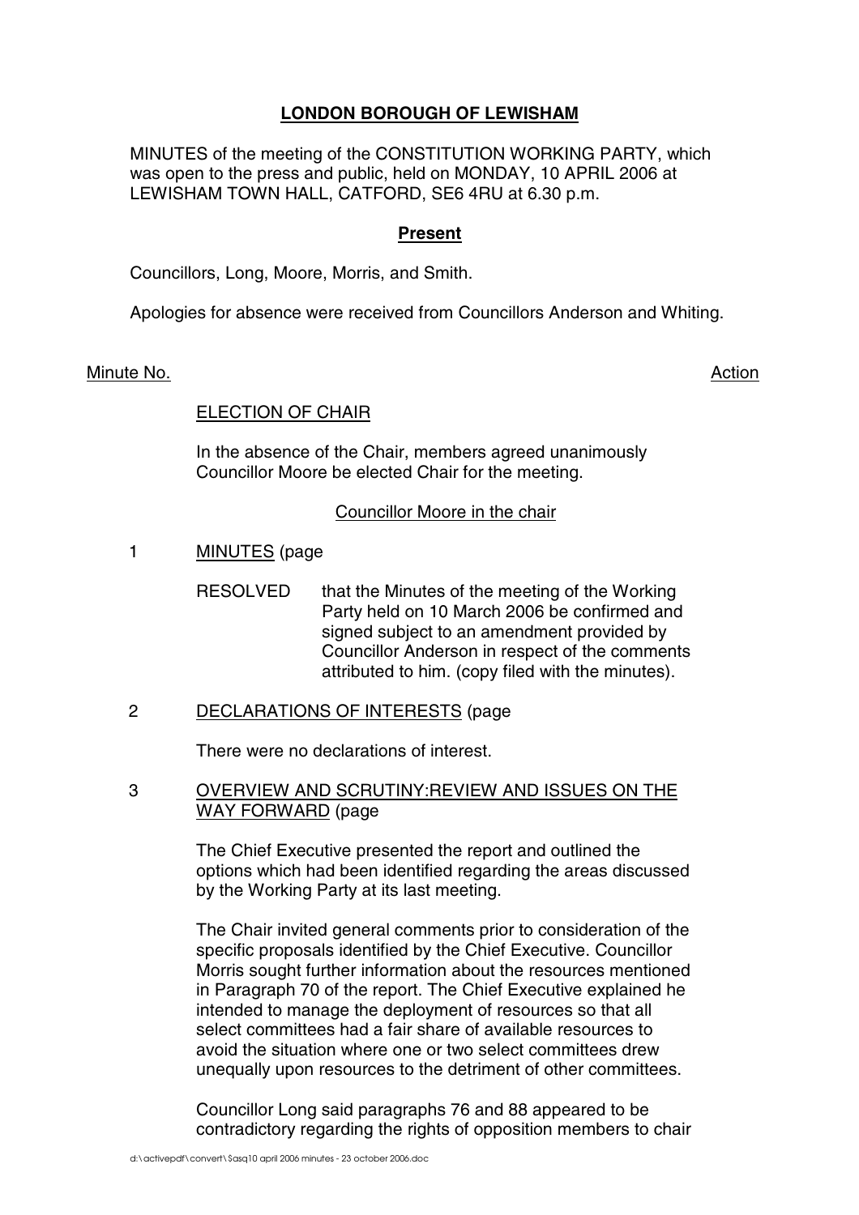**LONDON BOROUGH OF LEWISHAM**

MINUTES of the meeting of the CONSTITUTION WORKING PARTY, which was open to the press and public, held on MONDAY, 10 APRIL 2006 at LEWISHAM TOWN HALL, CATFORD, SE6 4RU at 6.30 p.m.

**Present**

Councillors, Long, Moore, Morris, and Smith.

Apologies for absence were received from Councillors Anderson and Whiting.

Minute No. Action

ELECTION OF CHAIR

In the absence of the Chair, members agreed unanimously Councillor Moore be elected Chair for the meeting.

Councillor Moore in the chair

1 MINUTES (page

RESOLVED that the Minutes of the meeting of the Working Party held on 10 March 2006 be confirmed and signed subject to an amendment provided by Councillor Anderson in respect of the comments attributed to him. (copy filed with the minutes).

2 DECLARATIONS OF INTERESTS (page

There were no declarations of interest.

3 OVERVIEW AND SCRUTINY:REVIEW AND ISSUES ON THE WAY FORWARD (page

The Chief Executive presented the report and outlined the options which had been identified regarding the areas discussed by the Working Party at its last meeting.

The Chair invited general comments prior to consideration of the specific proposals identified by the Chief Executive. Councillor Morris sought further information about the resources mentioned in Paragraph 70 of the report. The Chief Executive explained he intended to manage the deployment of resources so that all select committees had a fair share of available resources to avoid the situation where one or two select committees drew unequally upon resources to the detriment of other committees.

Councillor Long said paragraphs 76 and 88 appeared to be contradictory regarding the rights of opposition members to chair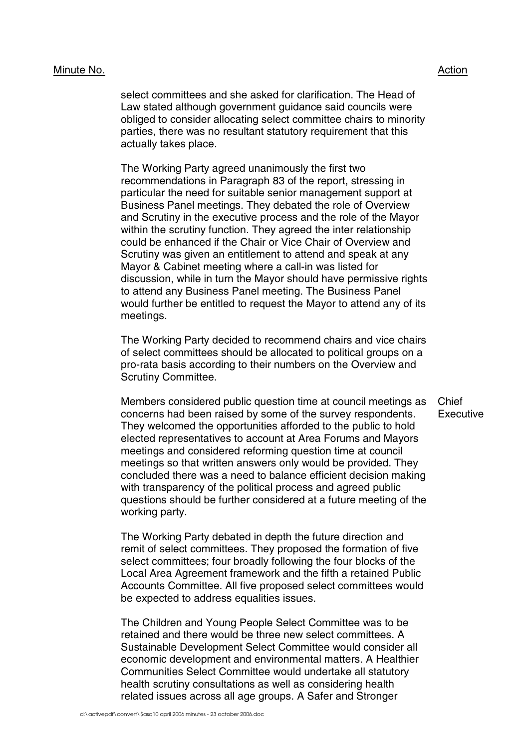| Minute No. | | Action |
|---|---|---|
| | select committees and she asked for clarification. The Head of Law stated although government guidance said councils were obliged to consider allocating select committee chairs to minority parties, there was no resultant statutory requirement that this actually takes place. | |
| | The Working Party agreed unanimously the first two recommendations in Paragraph 83 of the report, stressing in particular the need for suitable senior management support at Business Panel meetings. They debated the role of Overview and Scrutiny in the executive process and the role of the Mayor within the scrutiny function. They agreed the inter relationship could be enhanced if the Chair or Vice Chair of Overview and Scrutiny was given an entitlement to attend and speak at any Mayor & Cabinet meeting where a call-in was listed for discussion, while in turn the Mayor should have permissive rights to attend any Business Panel meeting. The Business Panel would further be entitled to request the Mayor to attend any of its meetings. | |
| | The Working Party decided to recommend chairs and vice chairs of select committees should be allocated to political groups on a pro-rata basis according to their numbers on the Overview and Scrutiny Committee. | |
| | Members considered public question time at council meetings as concerns had been raised by some of the survey respondents. They welcomed the opportunities afforded to the public to hold elected representatives to account at Area Forums and Mayors meetings and considered reforming question time at council meetings so that written answers only would be provided. They concluded there was a need to balance efficient decision making with transparency of the political process and agreed public questions should be further considered at a future meeting of the working party. | Chief Executive |
| | The Working Party debated in depth the future direction and remit of select committees. They proposed the formation of five select committees; four broadly following the four blocks of the Local Area Agreement framework and the fifth a retained Public Accounts Committee. All five proposed select committees would be expected to address equalities issues. | |
| | The Children and Young People Select Committee was to be retained and there would be three new select committees. A Sustainable Development Select Committee would consider all economic development and environmental matters. A Healthier Communities Select Committee would undertake all statutory health scrutiny consultations as well as considering health related issues across all age groups. A Safer and Stronger | |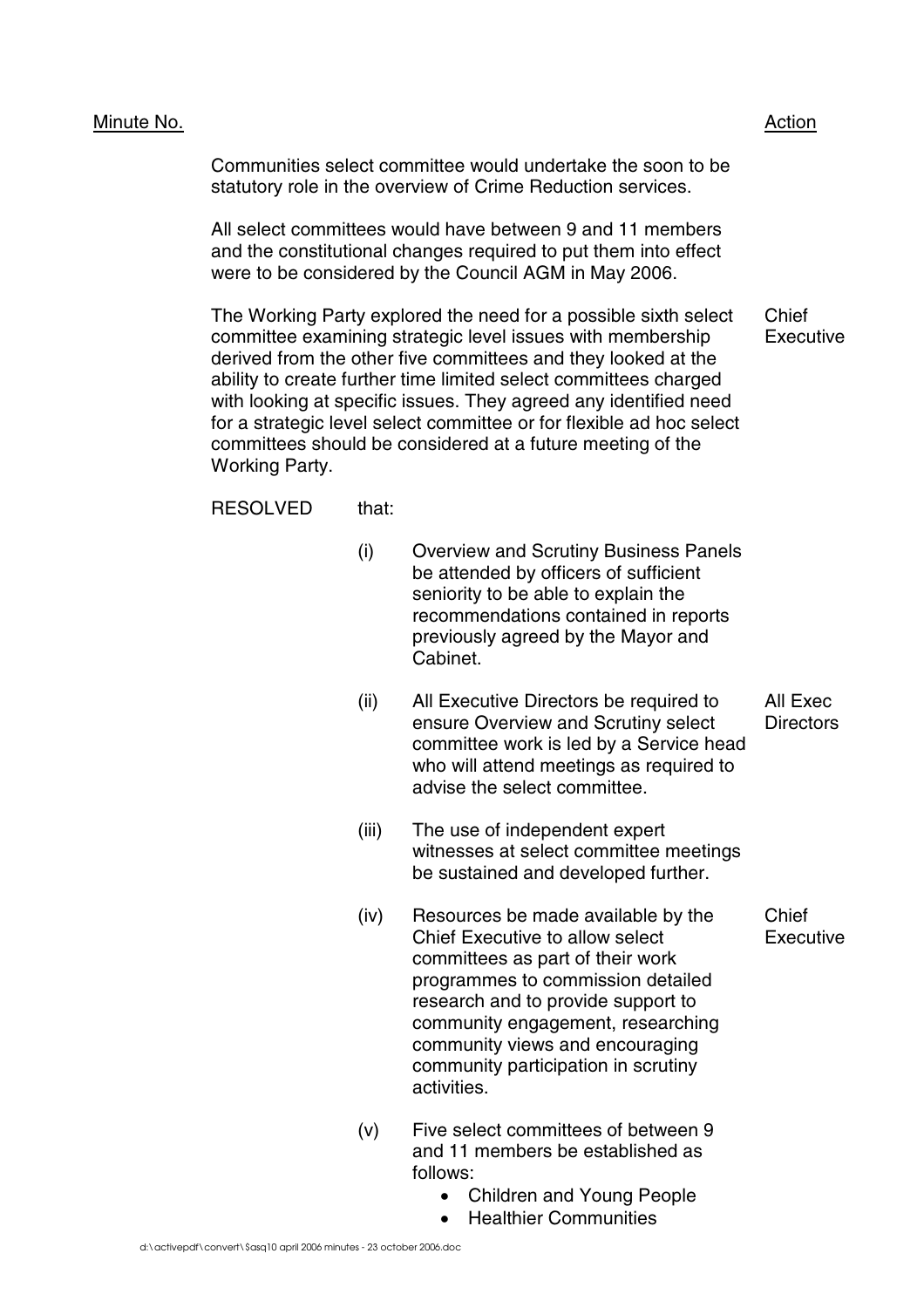| Minute No. | | Action |
|---|---|---|
| | Communities select committee would undertake the soon to be statutory role in the overview of Crime Reduction services. | |
| | All select committees would have between 9 and 11 members and the constitutional changes required to put them into effect were to be considered by the Council AGM in May 2006. | |
| | The Working Party explored the need for a possible sixth select committee examining strategic level issues with membership derived from the other five committees and they looked at the ability to create further time limited select committees charged with looking at specific issues. They agreed any identified need for a strategic level select committee or for flexible ad hoc select committees should be considered at a future meeting of the Working Party. | Chief Executive |

RESOLVED that:

(i) Overview and Scrutiny Business Panels be attended by officers of sufficient seniority to be able to explain the recommendations contained in reports previously agreed by the Mayor and Cabinet.

(ii) All Executive Directors be required to ensure Overview and Scrutiny select committee work is led by a Service head who will attend meetings as required to advise the select committee. — **Action: All Exec Directors**

(iii) The use of independent expert witnesses at select committee meetings be sustained and developed further.

(iv) Resources be made available by the Chief Executive to allow select committees as part of their work programmes to commission detailed research and to provide support to community engagement, researching community views and encouraging community participation in scrutiny activities. — **Action: Chief Executive**

(v) Five select committees of between 9 and 11 members be established as follows:

- Children and Young People
- Healthier Communities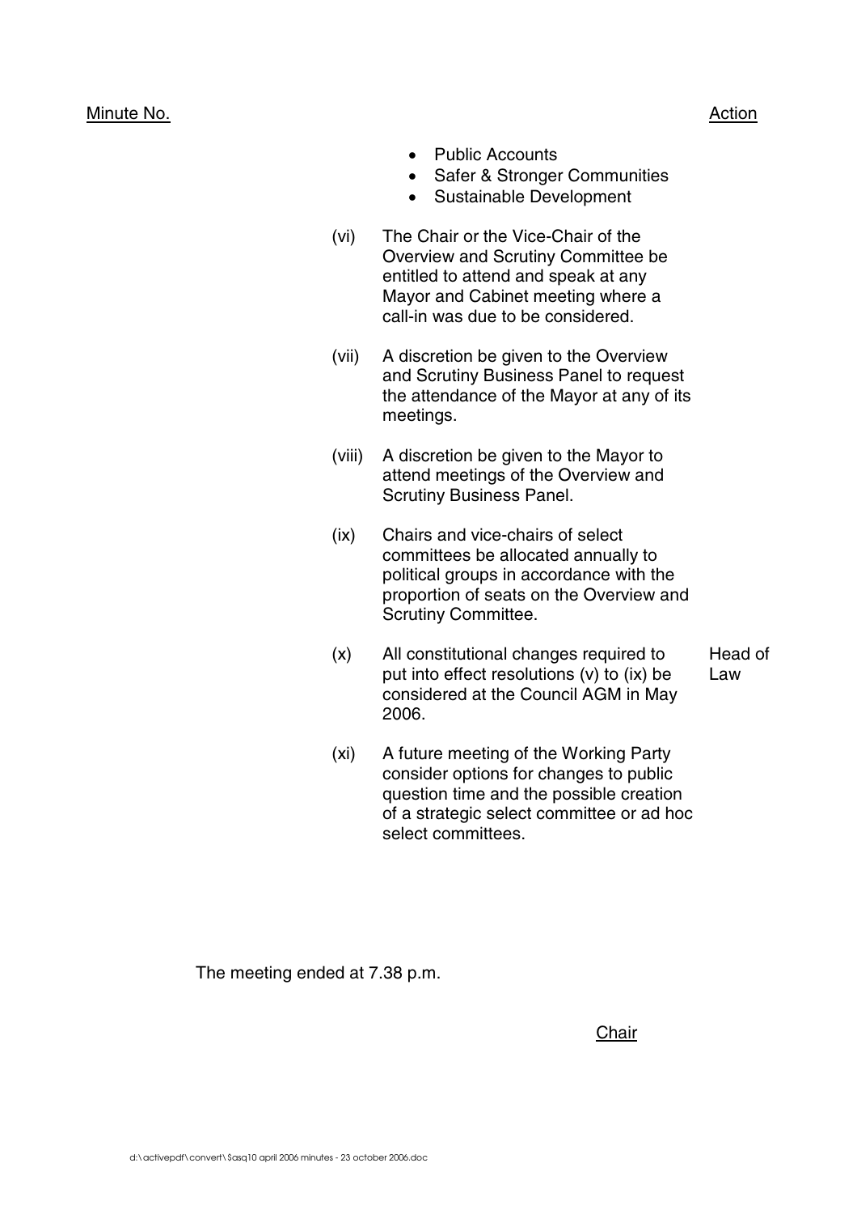| Minute No. | | Action |
|---|---|---|
| | • Public Accounts<br>• Safer & Stronger Communities<br>• Sustainable Development | |
| | (vi) The Chair or the Vice-Chair of the Overview and Scrutiny Committee be entitled to attend and speak at any Mayor and Cabinet meeting where a call-in was due to be considered. | |
| | (vii) A discretion be given to the Overview and Scrutiny Business Panel to request the attendance of the Mayor at any of its meetings. | |
| | (viii) A discretion be given to the Mayor to attend meetings of the Overview and Scrutiny Business Panel. | |
| | (ix) Chairs and vice-chairs of select committees be allocated annually to political groups in accordance with the proportion of seats on the Overview and Scrutiny Committee. | |
| | (x) All constitutional changes required to put into effect resolutions (v) to (ix) be considered at the Council AGM in May 2006. | Head of Law |
| | (xi) A future meeting of the Working Party consider options for changes to public question time and the possible creation of a strategic select committee or ad hoc select committees. | |

The meeting ended at 7.38 p.m.

Chair

d:\activepdf\convert\$asq10 april 2006 minutes - 23 october 2006.doc